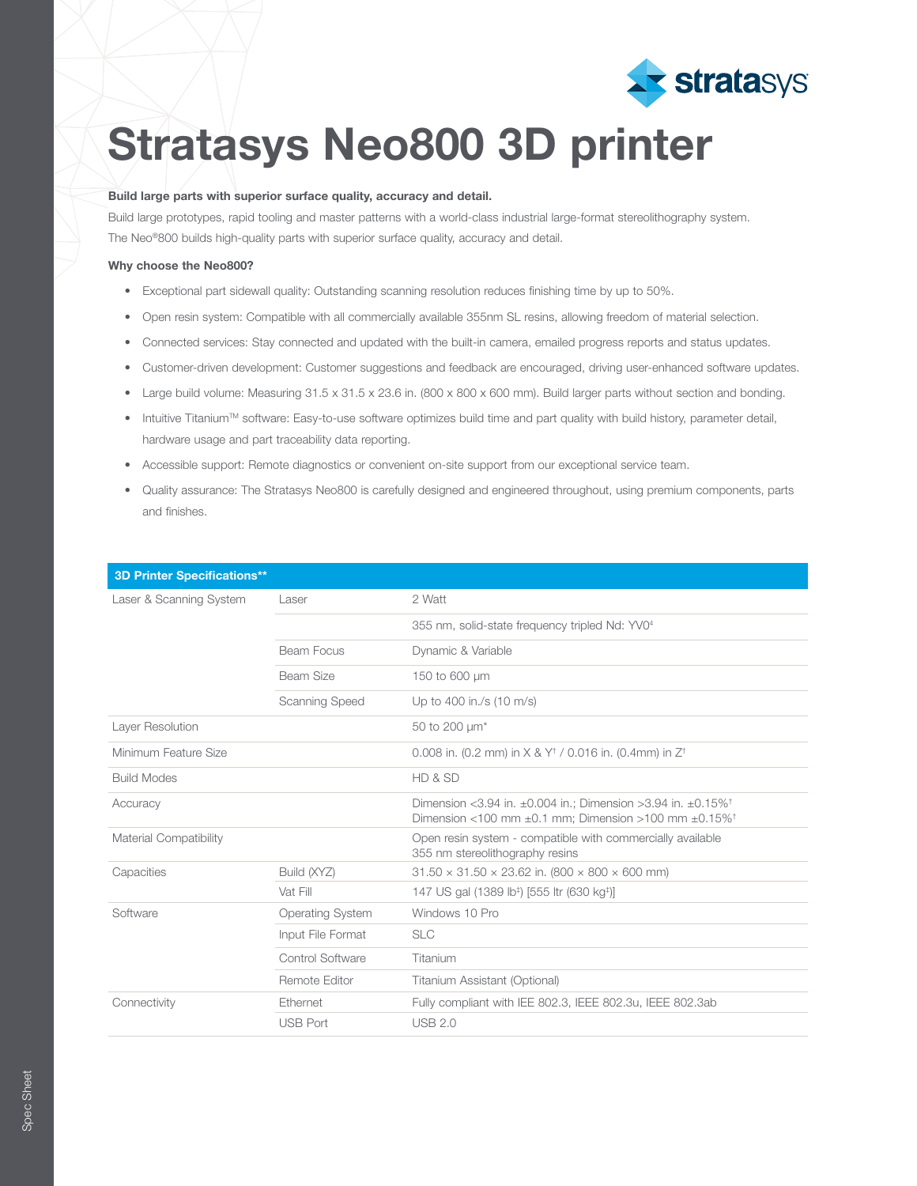# Stratasys Neo800 3D printer

**Build large parts with superior surface quality, accuracy and detail.**

Build large prototypes, rapid tooling and master patterns with a world-class industrial large-format stereolithography system. The Neo®800 builds high-quality parts with superior surface quality, accuracy and detail.

**Why choose the Neo800?**

- Exceptional part sidewall quality: Outstanding scanning resolution reduces finishing time by up to 50%.
- Open resin system: Compatible with all commercially available 355nm SL resins, allowing freedom of material selection.
- Connected services: Stay connected and updated with the built-in camera, emailed progress reports and status updates.
- Customer-driven development: Customer suggestions and feedback are encouraged, driving user-enhanced software updates.
- Large build volume: Measuring 31.5 x 31.5 x 23.6 in. (800 x 800 x 600 mm). Build larger parts without section and bonding.
- Intuitive Titanium™ software: Easy-to-use software optimizes build time and part quality with build history, parameter detail, hardware usage and part traceability data reporting.
- Accessible support: Remote diagnostics or convenient on-site support from our exceptional service team.
- Quality assurance: The Stratasys Neo800 is carefully designed and engineered throughout, using premium components, parts and finishes.

| 3D Printer Specifications** | | |
|---|---|---|
| Laser & Scanning System | Laser | 2 Watt |
| | | 355 nm, solid-state frequency tripled Nd: $YV0_4$ |
| | Beam Focus | Dynamic & Variable |
| | Beam Size | 150 to 600 µm |
| | Scanning Speed | Up to 400 in./s (10 m/s) |
| Layer Resolution | | 50 to 200 µm* |
| Minimum Feature Size | | 0.008 in. (0.2 mm) in X & Y† / 0.016 in. (0.4mm) in Z† |
| Build Modes | | HD & SD |
| Accuracy | | Dimension <3.94 in. ±0.004 in.; Dimension >3.94 in. ±0.15%† Dimension <100 mm ±0.1 mm; Dimension >100 mm ±0.15%† |
| Material Compatibility | | Open resin system - compatible with commercially available 355 nm stereolithography resins |
| Capacities | Build (XYZ) | 31.50 × 31.50 × 23.62 in. (800 × 800 × 600 mm) |
| | Vat Fill | 147 US gal (1389 lb‡) [555 ltr (630 kg‡)] |
| Software | Operating System | Windows 10 Pro |
| | Input File Format | SLC |
| | Control Software | Titanium |
| | Remote Editor | Titanium Assistant (Optional) |
| Connectivity | Ethernet | Fully compliant with IEE 802.3, IEEE 802.3u, IEEE 802.3ab |
| | USB Port | USB 2.0 |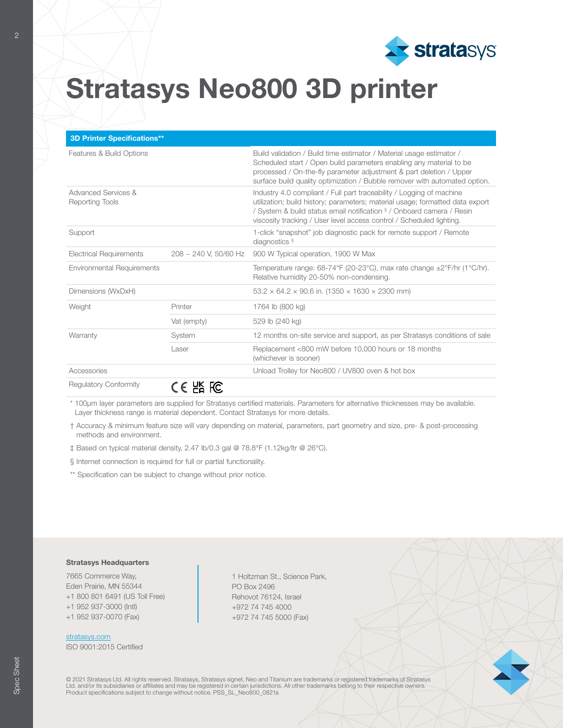# Stratasys Neo800 3D printer

| 3D Printer Specifications** | | |
|---|---|---|
| Features & Build Options | | Build validation / Build time estimator / Material usage estimator / Scheduled start / Open build parameters enabling any material to be processed / On-the-fly parameter adjustment & part deletion / Upper surface build quality optimization / Bubble remover with automated option. |
| Advanced Services & Reporting Tools | | Industry 4.0 compliant / Full part traceability / Logging of machine utilization; build history; parameters; material usage; formatted data export / System & build status email notification § / Onboard camera / Resin viscosity tracking / User level access control / Scheduled lighting. |
| Support | | 1-click "snapshot" job diagnostic pack for remote support / Remote diagnostics § |
| Electrical Requirements | 208 ~ 240 V, 50/60 Hz | 900 W Typical operation, 1900 W Max |
| Environmental Requirements | | Temperature range: 68-74°F (20-23°C), max rate change ±2°F/hr (1°C/hr). Relative humidity 20-50% non-condensing. |
| Dimensions (WxDxH) | | 53.2 × 64.2 × 90.6 in. (1350 × 1630 × 2300 mm) |
| Weight | Printer | 1764 lb (800 kg) |
| | Vat (empty) | 529 lb (240 kg) |
| Warranty | System | 12 months on-site service and support, as per Stratasys conditions of sale |
| | Laser | Replacement <800 mW before 10,000 hours or 18 months (whichever is sooner) |
| Accessories | | Unload Trolley for Neo800 / UV800 oven & hot box |
| Regulatory Conformity | CE UKCA FC | |

* 100µm layer parameters are supplied for Stratasys certified materials. Parameters for alternative thicknesses may be available. Layer thickness range is material dependent. Contact Stratasys for more details.

† Accuracy & minimum feature size will vary depending on material, parameters, part geometry and size, pre- & post-processing methods and environment.

‡ Based on typical material density, 2.47 lb/0.3 gal @ 78.8°F (1.12kg/ltr @ 26°C).

§ Internet connection is required for full or partial functionality.

** Specification can be subject to change without prior notice.

**Stratasys Headquarters**

7665 Commerce Way,
Eden Prairie, MN 55344
+1 800 801 6491 (US Toll Free)
+1 952 937-3000 (Intl)
+1 952 937-0070 (Fax)

1 Holtzman St., Science Park,
PO Box 2496
Rehovot 76124, Israel
+972 74 745 4000
+972 74 745 5000 (Fax)

stratasys.com
ISO 9001:2015 Certified

© 2021 Stratasys Ltd. All rights reserved. Stratasys, Stratasys signet, Neo and Titanium are trademarks or registered trademarks of Stratasys Ltd. and/or its subsidiaries or affiliates and may be registered in certain jurisdictions. All other trademarks belong to their respective owners. Product specifications subject to change without notice. PSS_SL_Neo800_0821a